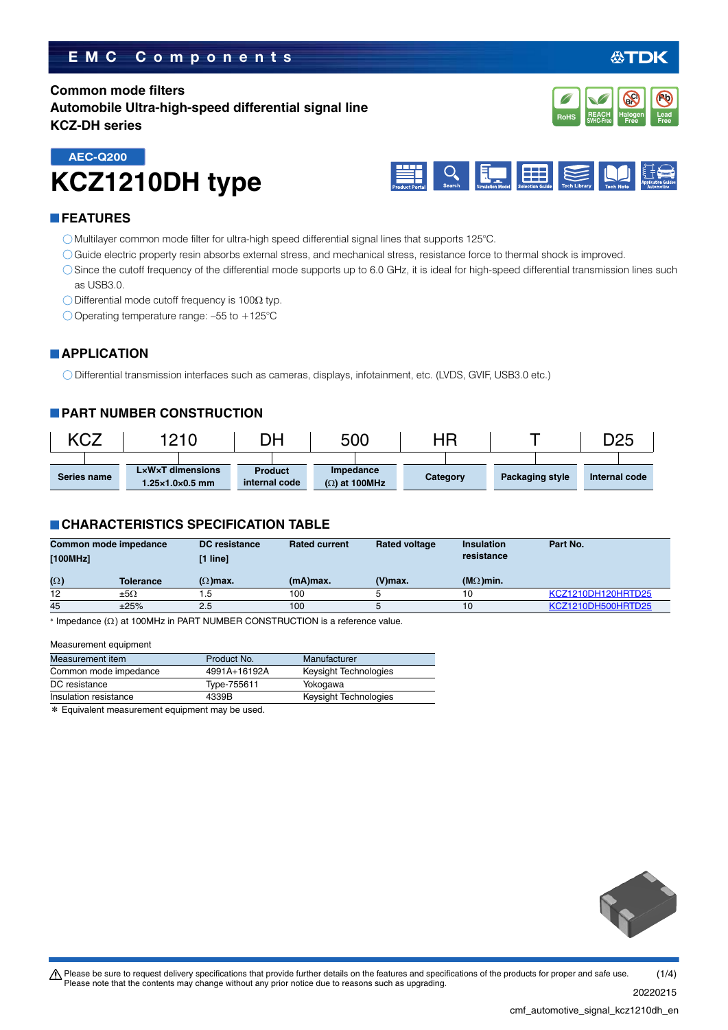EMC Components

**Common mode filters**
**Automobile Ultra-high-speed differential signal line**
**KCZ-DH series**

RoHS | REACH SVHC-Free | Halogen Free | Lead Free

AEC-Q200

# KCZ1210DH type

## FEATURES

- Multilayer common mode filter for ultra-high speed differential signal lines that supports 125°C.
- Guide electric property resin absorbs external stress, and mechanical stress, resistance force to thermal shock is improved.
- Since the cutoff frequency of the differential mode supports up to 6.0 GHz, it is ideal for high-speed differential transmission lines such as USB3.0.
- Differential mode cutoff frequency is 100Ω typ.
- Operating temperature range: –55 to +125°C

## APPLICATION

- Differential transmission interfaces such as cameras, displays, infotainment, etc. (LVDS, GVIF, USB3.0 etc.)

## PART NUMBER CONSTRUCTION

| KCZ | 1210 | DH | 500 | HR | T | D25 |
|---|---|---|---|---|---|---|
| Series name | L×W×T dimensions 1.25×1.0×0.5 mm | Product internal code | Impedance (Ω) at 100MHz | Category | Packaging style | Internal code |

## CHARACTERISTICS SPECIFICATION TABLE

| Common mode impedance [100MHz] (Ω) | Tolerance | DC resistance [1 line] (Ω)max. | Rated current (mA)max. | Rated voltage (V)max. | Insulation resistance (MΩ)min. | Part No. |
|---|---|---|---|---|---|---|
| 12 | ±5Ω | 1.5 | 100 | 5 | 10 | KCZ1210DH120HRTD25 |
| 45 | ±25% | 2.5 | 100 | 5 | 10 | KCZ1210DH500HRTD25 |

* Impedance (Ω) at 100MHz in PART NUMBER CONSTRUCTION is a reference value.

Measurement equipment

| Measurement item | Product No. | Manufacturer |
|---|---|---|
| Common mode impedance | 4991A+16192A | Keysight Technologies |
| DC resistance | Type-755611 | Yokogawa |
| Insulation resistance | 4339B | Keysight Technologies |

* Equivalent measurement equipment may be used.

⚠ Please be sure to request delivery specifications that provide further details on the features and specifications of the products for proper and safe use.
Please note that the contents may change without any prior notice due to reasons such as upgrading.

20220215

cmf_automotive_signal_kcz1210dh_en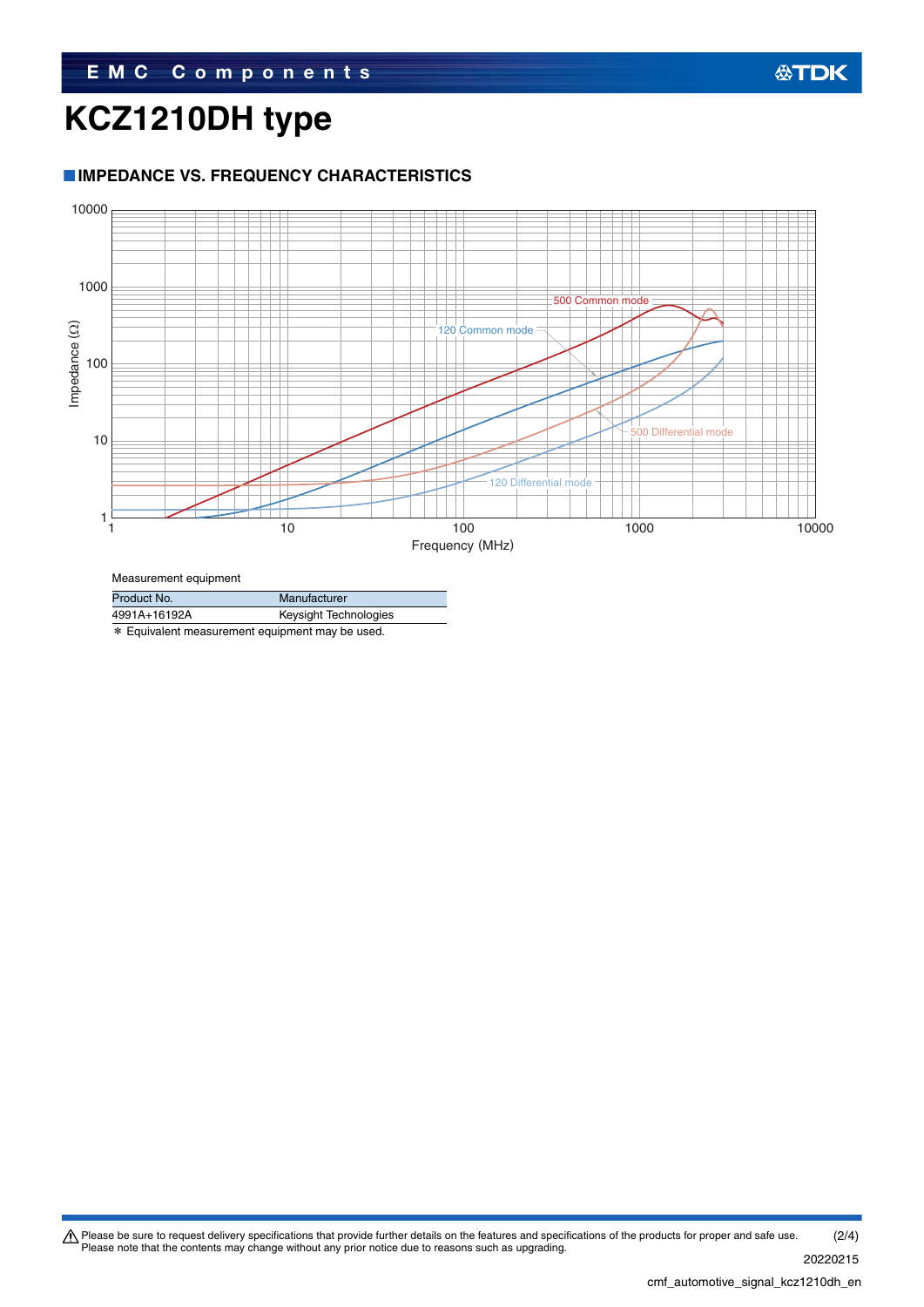# KCZ1210DH type

## IMPEDANCE VS. FREQUENCY CHARACTERISTICS

10000

1000

100

10

1

Impedance (Ω)

1 10 100 1000 10000

Frequency (MHz)

500 Common mode

120 Common mode

500 Differential mode

120 Differential mode

Measurement equipment

| Product No. | Manufacturer |
|---|---|
| 4991A+16192A | Keysight Technologies |

* Equivalent measurement equipment may be used.

Please be sure to request delivery specifications that provide further details on the features and specifications of the products for proper and safe use.
Please note that the contents may change without any prior notice due to reasons such as upgrading.

20220215

cmf_automotive_signal_kcz1210dh_en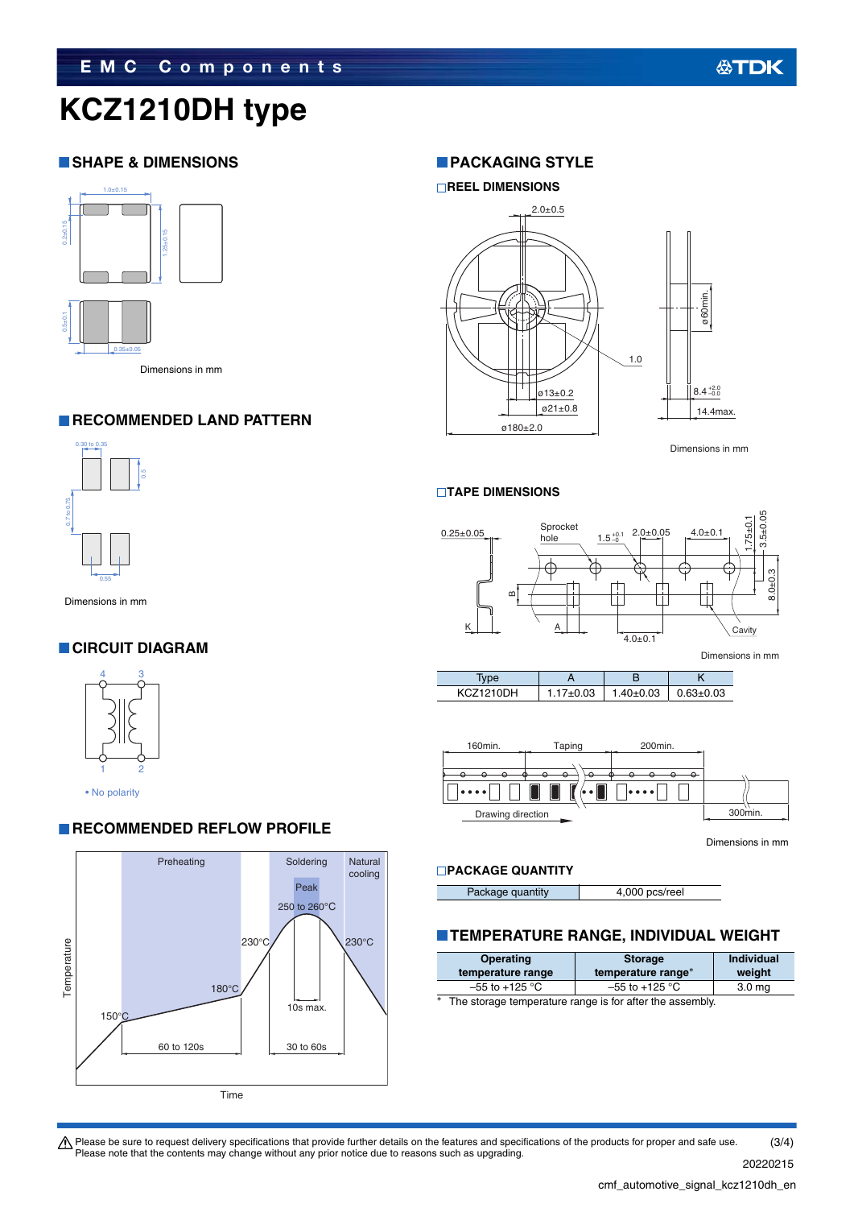# KCZ1210DH type

## SHAPE & DIMENSIONS

Dimensions in mm

## RECOMMENDED LAND PATTERN

Dimensions in mm

## CIRCUIT DIAGRAM

• No polarity

## RECOMMENDED REFLOW PROFILE

## PACKAGING STYLE

### REEL DIMENSIONS

Dimensions in mm

### TAPE DIMENSIONS

Dimensions in mm

| Type | A | B | K |
|---|---|---|---|
| KCZ1210DH | 1.17±0.03 | 1.40±0.03 | 0.63±0.03 |

Dimensions in mm

### PACKAGE QUANTITY

| Package quantity | 4,000 pcs/reel |
|---|---|

## TEMPERATURE RANGE, INDIVIDUAL WEIGHT

| Operating temperature range | Storage temperature range* | Individual weight |
|---|---|---|
| –55 to +125 °C | –55 to +125 °C | 3.0 mg |

\* The storage temperature range is for after the assembly.

⚠ Please be sure to request delivery specifications that provide further details on the features and specifications of the products for proper and safe use.
Please note that the contents may change without any prior notice due to reasons such as upgrading.

20220215

cmf_automotive_signal_kcz1210dh_en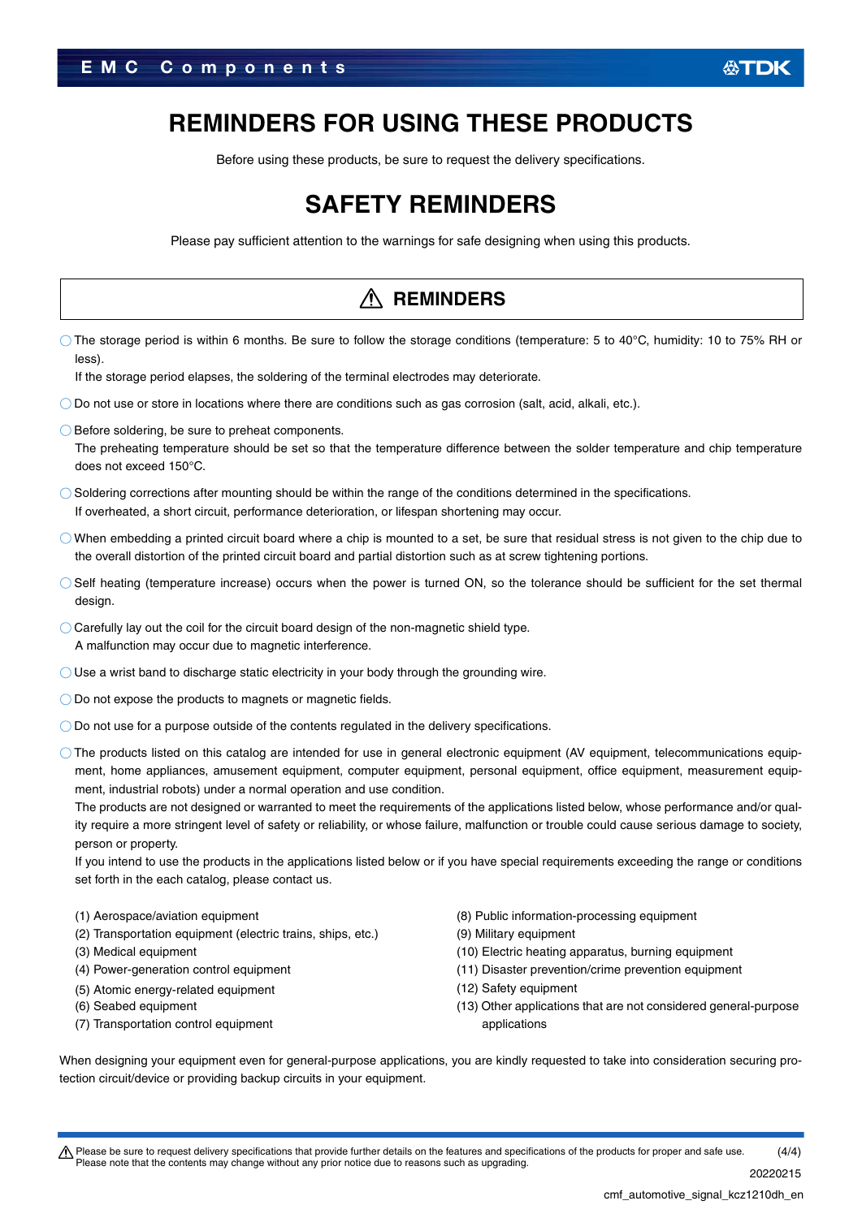# REMINDERS FOR USING THESE PRODUCTS

Before using these products, be sure to request the delivery specifications.

# SAFETY REMINDERS

Please pay sufficient attention to the warnings for safe designing when using this products.

## ⚠ REMINDERS

- The storage period is within 6 months. Be sure to follow the storage conditions (temperature: 5 to 40°C, humidity: 10 to 75% RH or less).
  If the storage period elapses, the soldering of the terminal electrodes may deteriorate.
- Do not use or store in locations where there are conditions such as gas corrosion (salt, acid, alkali, etc.).
- Before soldering, be sure to preheat components.
  The preheating temperature should be set so that the temperature difference between the solder temperature and chip temperature does not exceed 150°C.
- Soldering corrections after mounting should be within the range of the conditions determined in the specifications.
  If overheated, a short circuit, performance deterioration, or lifespan shortening may occur.
- When embedding a printed circuit board where a chip is mounted to a set, be sure that residual stress is not given to the chip due to the overall distortion of the printed circuit board and partial distortion such as at screw tightening portions.
- Self heating (temperature increase) occurs when the power is turned ON, so the tolerance should be sufficient for the set thermal design.
- Carefully lay out the coil for the circuit board design of the non-magnetic shield type.
  A malfunction may occur due to magnetic interference.
- Use a wrist band to discharge static electricity in your body through the grounding wire.
- Do not expose the products to magnets or magnetic fields.
- Do not use for a purpose outside of the contents regulated in the delivery specifications.
- The products listed on this catalog are intended for use in general electronic equipment (AV equipment, telecommunications equipment, home appliances, amusement equipment, computer equipment, personal equipment, office equipment, measurement equipment, industrial robots) under a normal operation and use condition.
  The products are not designed or warranted to meet the requirements of the applications listed below, whose performance and/or quality require a more stringent level of safety or reliability, or whose failure, malfunction or trouble could cause serious damage to society, person or property.
  If you intend to use the products in the applications listed below or if you have special requirements exceeding the range or conditions set forth in the each catalog, please contact us.

(1) Aerospace/aviation equipment
(2) Transportation equipment (electric trains, ships, etc.)
(3) Medical equipment
(4) Power-generation control equipment
(5) Atomic energy-related equipment
(6) Seabed equipment
(7) Transportation control equipment
(8) Public information-processing equipment
(9) Military equipment
(10) Electric heating apparatus, burning equipment
(11) Disaster prevention/crime prevention equipment
(12) Safety equipment
(13) Other applications that are not considered general-purpose applications

When designing your equipment even for general-purpose applications, you are kindly requested to take into consideration securing protection circuit/device or providing backup circuits in your equipment.

⚠ Please be sure to request delivery specifications that provide further details on the features and specifications of the products for proper and safe use.
Please note that the contents may change without any prior notice due to reasons such as upgrading.

20220215

cmf_automotive_signal_kcz1210dh_en